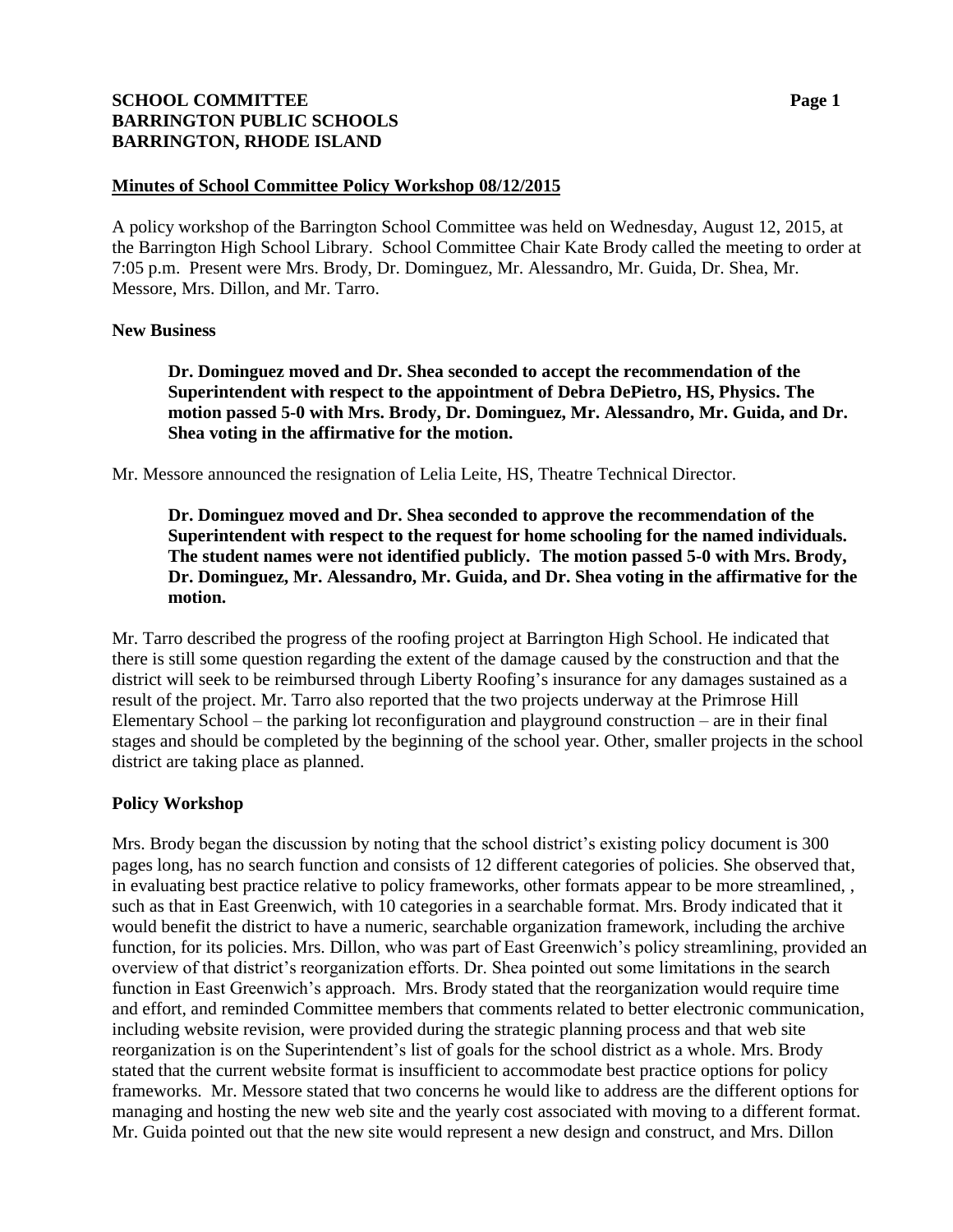**SCHOOL COMMITTEE**
**BARRINGTON PUBLIC SCHOOLS**
**BARRINGTON, RHODE ISLAND**

## Minutes of School Committee Policy Workshop 08/12/2015

A policy workshop of the Barrington School Committee was held on Wednesday, August 12, 2015, at the Barrington High School Library. School Committee Chair Kate Brody called the meeting to order at 7:05 p.m. Present were Mrs. Brody, Dr. Dominguez, Mr. Alessandro, Mr. Guida, Dr. Shea, Mr. Messore, Mrs. Dillon, and Mr. Tarro.

### New Business

> **Dr. Dominguez moved and Dr. Shea seconded to accept the recommendation of the Superintendent with respect to the appointment of Debra DePietro, HS, Physics. The motion passed 5-0 with Mrs. Brody, Dr. Dominguez, Mr. Alessandro, Mr. Guida, and Dr. Shea voting in the affirmative for the motion.**

Mr. Messore announced the resignation of Lelia Leite, HS, Theatre Technical Director.

> **Dr. Dominguez moved and Dr. Shea seconded to approve the recommendation of the Superintendent with respect to the request for home schooling for the named individuals. The student names were not identified publicly. The motion passed 5-0 with Mrs. Brody, Dr. Dominguez, Mr. Alessandro, Mr. Guida, and Dr. Shea voting in the affirmative for the motion.**

Mr. Tarro described the progress of the roofing project at Barrington High School. He indicated that there is still some question regarding the extent of the damage caused by the construction and that the district will seek to be reimbursed through Liberty Roofing's insurance for any damages sustained as a result of the project. Mr. Tarro also reported that the two projects underway at the Primrose Hill Elementary School – the parking lot reconfiguration and playground construction – are in their final stages and should be completed by the beginning of the school year. Other, smaller projects in the school district are taking place as planned.

### Policy Workshop

Mrs. Brody began the discussion by noting that the school district's existing policy document is 300 pages long, has no search function and consists of 12 different categories of policies. She observed that, in evaluating best practice relative to policy frameworks, other formats appear to be more streamlined, , such as that in East Greenwich, with 10 categories in a searchable format. Mrs. Brody indicated that it would benefit the district to have a numeric, searchable organization framework, including the archive function, for its policies. Mrs. Dillon, who was part of East Greenwich's policy streamlining, provided an overview of that district's reorganization efforts. Dr. Shea pointed out some limitations in the search function in East Greenwich's approach. Mrs. Brody stated that the reorganization would require time and effort, and reminded Committee members that comments related to better electronic communication, including website revision, were provided during the strategic planning process and that web site reorganization is on the Superintendent's list of goals for the school district as a whole. Mrs. Brody stated that the current website format is insufficient to accommodate best practice options for policy frameworks. Mr. Messore stated that two concerns he would like to address are the different options for managing and hosting the new web site and the yearly cost associated with moving to a different format. Mr. Guida pointed out that the new site would represent a new design and construct, and Mrs. Dillon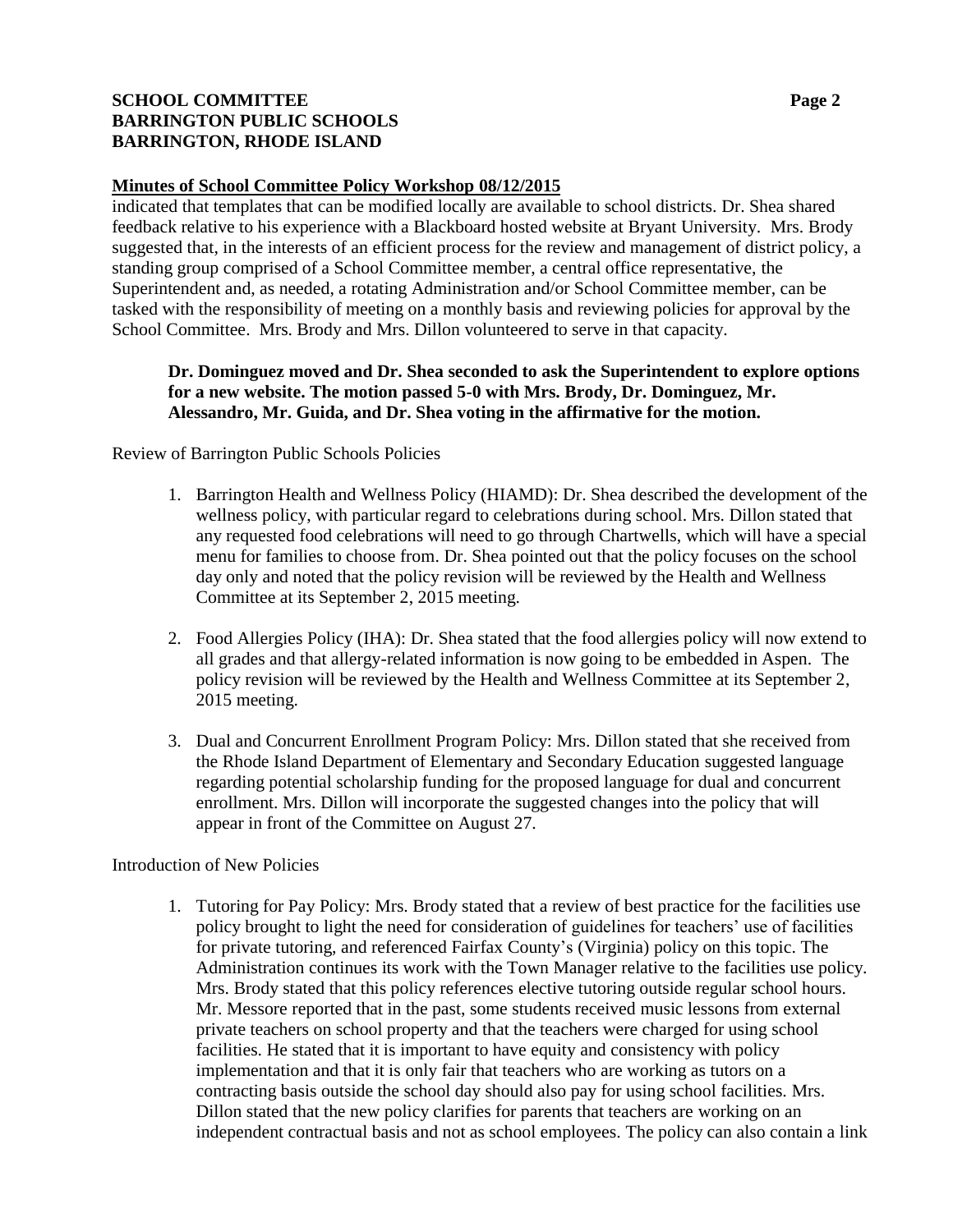**Minutes of School Committee Policy Workshop 08/12/2015**

indicated that templates that can be modified locally are available to school districts. Dr. Shea shared feedback relative to his experience with a Blackboard hosted website at Bryant University. Mrs. Brody suggested that, in the interests of an efficient process for the review and management of district policy, a standing group comprised of a School Committee member, a central office representative, the Superintendent and, as needed, a rotating Administration and/or School Committee member, can be tasked with the responsibility of meeting on a monthly basis and reviewing policies for approval by the School Committee. Mrs. Brody and Mrs. Dillon volunteered to serve in that capacity.

> **Dr. Dominguez moved and Dr. Shea seconded to ask the Superintendent to explore options for a new website. The motion passed 5-0 with Mrs. Brody, Dr. Dominguez, Mr. Alessandro, Mr. Guida, and Dr. Shea voting in the affirmative for the motion.**

Review of Barrington Public Schools Policies

1. Barrington Health and Wellness Policy (HIAMD): Dr. Shea described the development of the wellness policy, with particular regard to celebrations during school. Mrs. Dillon stated that any requested food celebrations will need to go through Chartwells, which will have a special menu for families to choose from. Dr. Shea pointed out that the policy focuses on the school day only and noted that the policy revision will be reviewed by the Health and Wellness Committee at its September 2, 2015 meeting.

2. Food Allergies Policy (IHA): Dr. Shea stated that the food allergies policy will now extend to all grades and that allergy-related information is now going to be embedded in Aspen. The policy revision will be reviewed by the Health and Wellness Committee at its September 2, 2015 meeting.

3. Dual and Concurrent Enrollment Program Policy: Mrs. Dillon stated that she received from the Rhode Island Department of Elementary and Secondary Education suggested language regarding potential scholarship funding for the proposed language for dual and concurrent enrollment. Mrs. Dillon will incorporate the suggested changes into the policy that will appear in front of the Committee on August 27.

Introduction of New Policies

1. Tutoring for Pay Policy: Mrs. Brody stated that a review of best practice for the facilities use policy brought to light the need for consideration of guidelines for teachers' use of facilities for private tutoring, and referenced Fairfax County's (Virginia) policy on this topic. The Administration continues its work with the Town Manager relative to the facilities use policy. Mrs. Brody stated that this policy references elective tutoring outside regular school hours. Mr. Messore reported that in the past, some students received music lessons from external private teachers on school property and that the teachers were charged for using school facilities. He stated that it is important to have equity and consistency with policy implementation and that it is only fair that teachers who are working as tutors on a contracting basis outside the school day should also pay for using school facilities. Mrs. Dillon stated that the new policy clarifies for parents that teachers are working on an independent contractual basis and not as school employees. The policy can also contain a link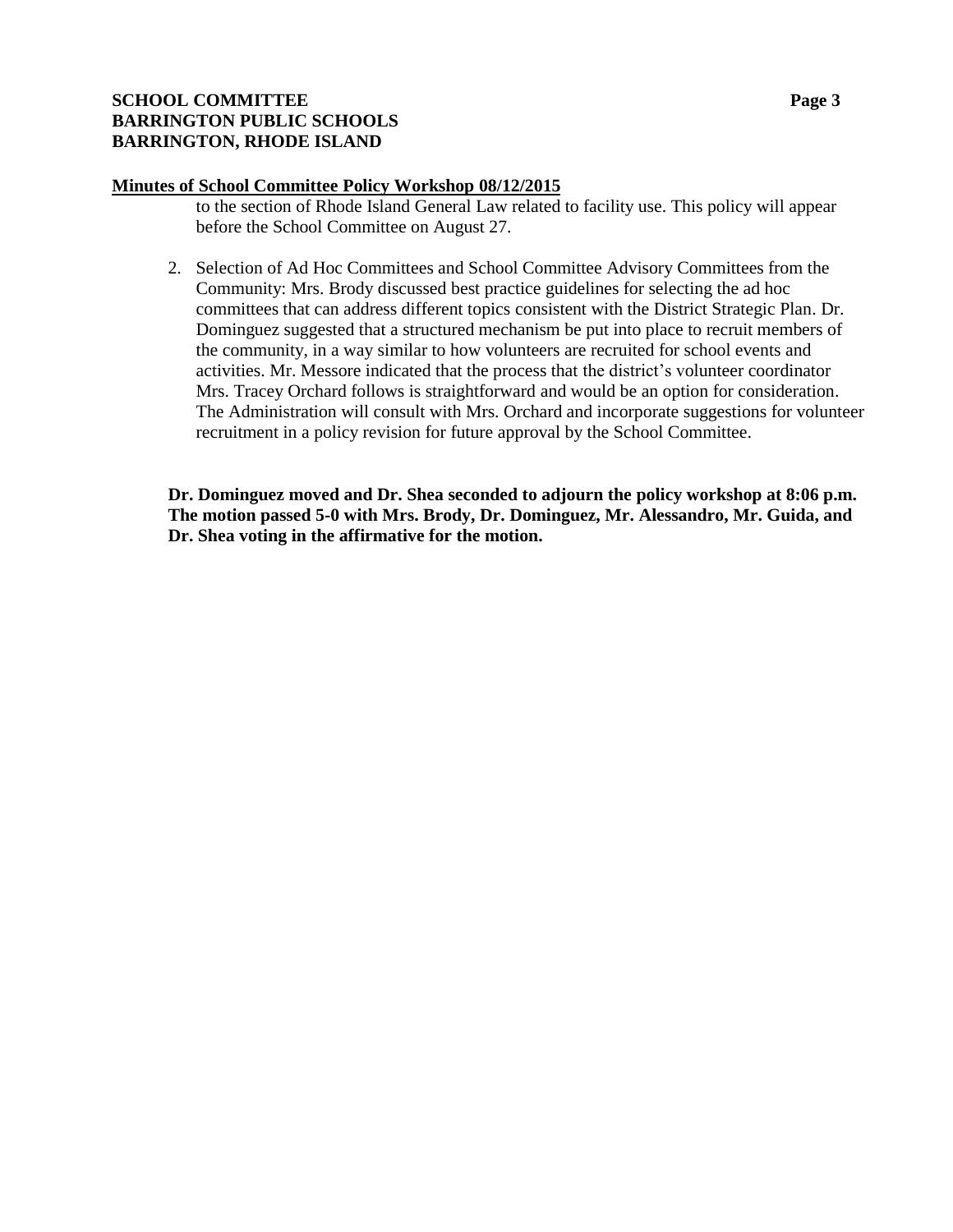**Minutes of School Committee Policy Workshop 08/12/2015**

to the section of Rhode Island General Law related to facility use. This policy will appear before the School Committee on August 27.

2. Selection of Ad Hoc Committees and School Committee Advisory Committees from the Community: Mrs. Brody discussed best practice guidelines for selecting the ad hoc committees that can address different topics consistent with the District Strategic Plan. Dr. Dominguez suggested that a structured mechanism be put into place to recruit members of the community, in a way similar to how volunteers are recruited for school events and activities. Mr. Messore indicated that the process that the district's volunteer coordinator Mrs. Tracey Orchard follows is straightforward and would be an option for consideration. The Administration will consult with Mrs. Orchard and incorporate suggestions for volunteer recruitment in a policy revision for future approval by the School Committee.

**Dr. Dominguez moved and Dr. Shea seconded to adjourn the policy workshop at 8:06 p.m. The motion passed 5-0 with Mrs. Brody, Dr. Dominguez, Mr. Alessandro, Mr. Guida, and Dr. Shea voting in the affirmative for the motion.**